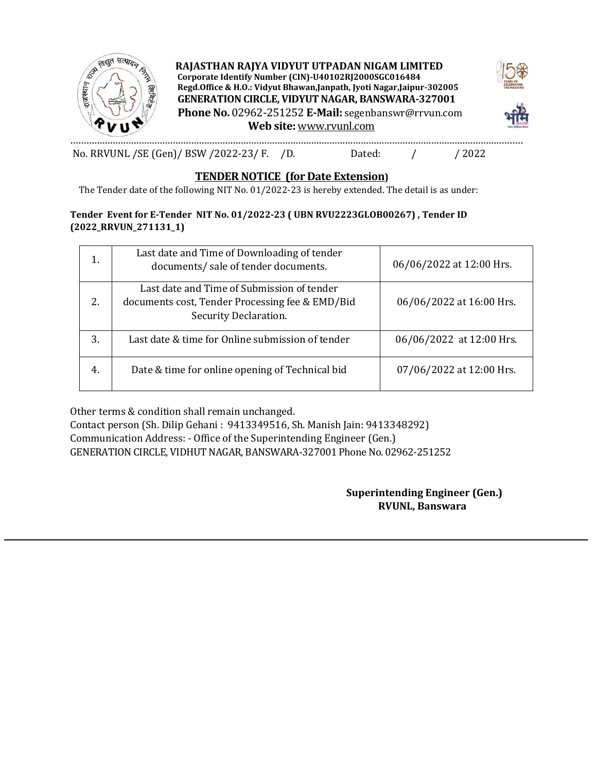**RAJASTHAN RAJYA VIDYUT UTPADAN NIGAM LIMITED**
**Corporate Identify Number (CIN)-U40102RJ2000SGC016484**
**Regd.Office & H.O.: Vidyut Bhawan,Janpath, Jyoti Nagar,Jaipur-302005**
**GENERATION CIRCLE, VIDYUT NAGAR, BANSWARA-327001**
**Phone No.** 02962-251252 **E-Mail:** segenbanswr@rrvun.com
**Web site:** www.rvunl.com

No. RRVUNL /SE (Gen)/ BSW /2022-23/ F. /D. Dated: / / 2022

## TENDER NOTICE (for Date Extension)

The Tender date of the following NIT No. 01/2022-23 is hereby extended. The detail is as under:

**Tender Event for E-Tender NIT No. 01/2022-23 ( UBN RVU2223GLOB00267) , Tender ID (2022_RRVUN_271131_1)**

| | | |
|---|---|---|
| 1. | Last date and Time of Downloading of tender documents/ sale of tender documents. | 06/06/2022 at 12:00 Hrs. |
| 2. | Last date and Time of Submission of tender documents cost, Tender Processing fee & EMD/Bid Security Declaration. | 06/06/2022 at 16:00 Hrs. |
| 3. | Last date & time for Online submission of tender | 06/06/2022 at 12:00 Hrs. |
| 4. | Date & time for online opening of Technical bid | 07/06/2022 at 12:00 Hrs. |

Other terms & condition shall remain unchanged.
Contact person (Sh. Dilip Gehani : 9413349516, Sh. Manish Jain: 9413348292)
Communication Address: - Office of the Superintending Engineer (Gen.)
GENERATION CIRCLE, VIDHUT NAGAR, BANSWARA-327001 Phone No. 02962-251252

**Superintending Engineer (Gen.)**
**RVUNL, Banswara**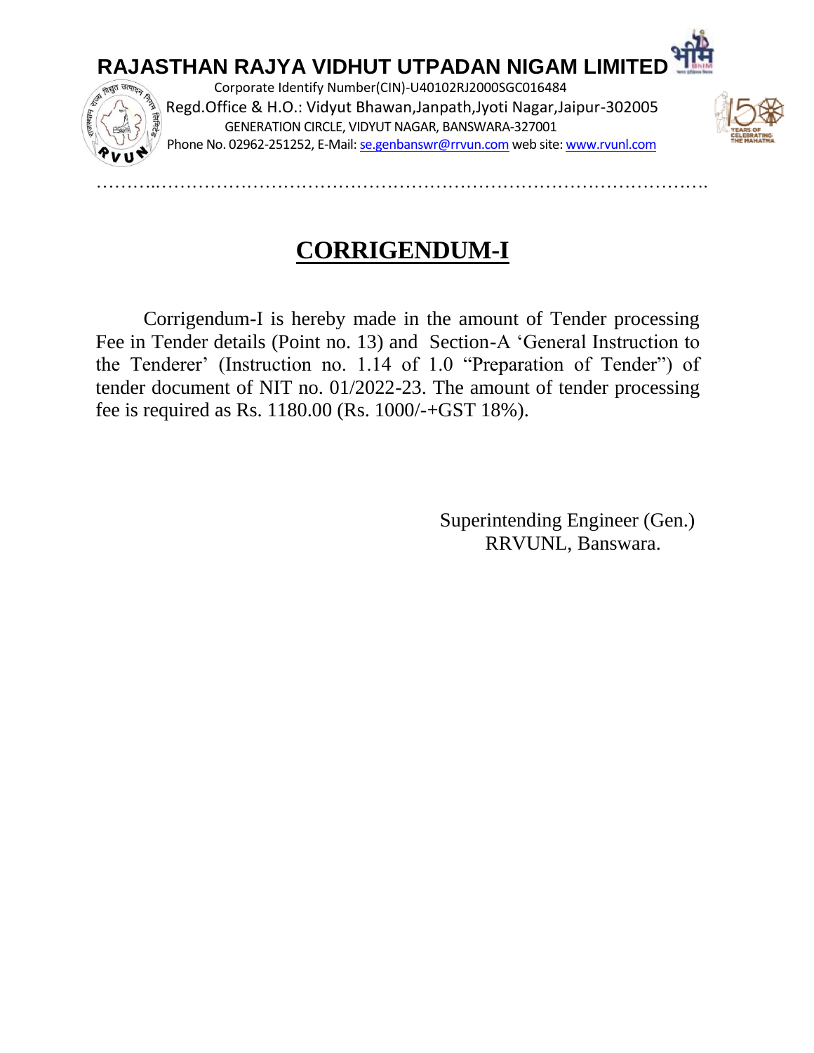**RAJASTHAN RAJYA VIDHUT UTPADAN NIGAM LIMITED**

Corporate Identify Number(CIN)-U40102RJ2000SGC016484

Regd.Office & H.O.: Vidyut Bhawan,Janpath,Jyoti Nagar,Jaipur-302005

GENERATION CIRCLE, VIDYUT NAGAR, BANSWARA-327001

Phone No. 02962-251252, E-Mail: se.genbanswr@rrvun.com web site: www.rvunl.com

# CORRIGENDUM-I

Corrigendum-I is hereby made in the amount of Tender processing Fee in Tender details (Point no. 13) and Section-A 'General Instruction to the Tenderer' (Instruction no. 1.14 of 1.0 "Preparation of Tender") of tender document of NIT no. 01/2022-23. The amount of tender processing fee is required as Rs. 1180.00 (Rs. 1000/-+GST 18%).

Superintending Engineer (Gen.)
RRVUNL, Banswara.